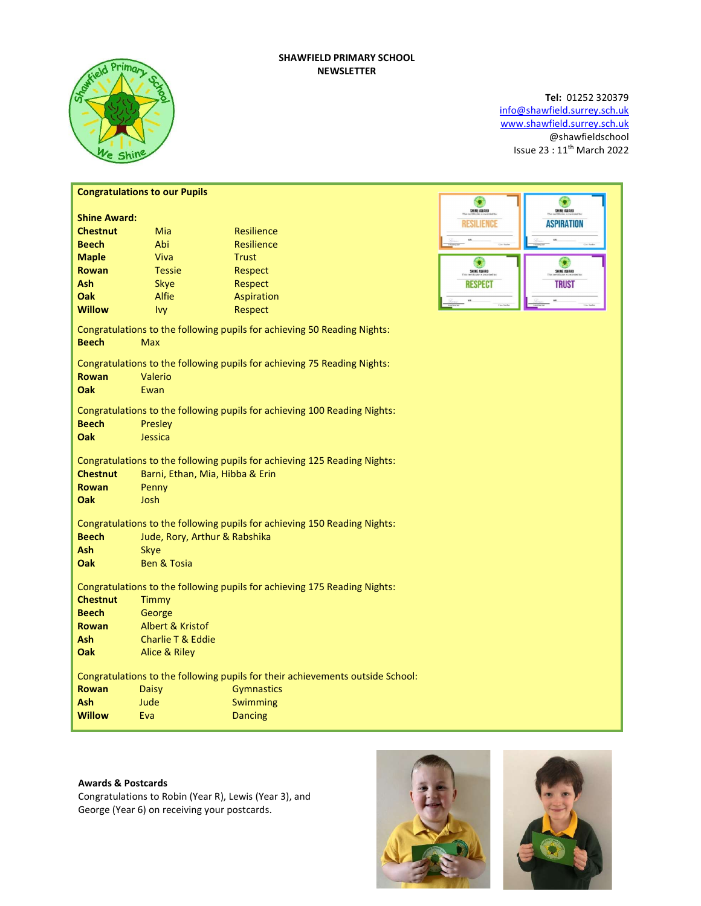**SHAWFIELD PRIMARY SCHOOL**
**NEWSLETTER**

**Tel:** 01252 320379
info@shawfield.surrey.sch.uk
www.shawfield.surrey.sch.uk
@shawfieldschool
Issue 23 : 11th March 2022

## Congratulations to our Pupils

**Shine Award:**

| | | |
|---|---|---|
| **Chestnut** | Mia | Resilience |
| **Beech** | Abi | Resilience |
| **Maple** | Viva | Trust |
| **Rowan** | Tessie | Respect |
| **Ash** | Skye | Respect |
| **Oak** | Alfie | Aspiration |
| **Willow** | Ivy | Respect |

Congratulations to the following pupils for achieving 50 Reading Nights:

**Beech** Max

Congratulations to the following pupils for achieving 75 Reading Nights:

**Rowan** Valerio
**Oak** Ewan

Congratulations to the following pupils for achieving 100 Reading Nights:

**Beech** Presley
**Oak** Jessica

Congratulations to the following pupils for achieving 125 Reading Nights:

**Chestnut** Barni, Ethan, Mia, Hibba & Erin
**Rowan** Penny
**Oak** Josh

Congratulations to the following pupils for achieving 150 Reading Nights:

**Beech** Jude, Rory, Arthur & Rabshika
**Ash** Skye
**Oak** Ben & Tosia

Congratulations to the following pupils for achieving 175 Reading Nights:

**Chestnut** Timmy
**Beech** George
**Rowan** Albert & Kristof
**Ash** Charlie T & Eddie
**Oak** Alice & Riley

Congratulations to the following pupils for their achievements outside School:

| | | |
|---|---|---|
| **Rowan** | Daisy | Gymnastics |
| **Ash** | Jude | Swimming |
| **Willow** | Eva | Dancing |

**Awards & Postcards**

Congratulations to Robin (Year R), Lewis (Year 3), and George (Year 6) on receiving your postcards.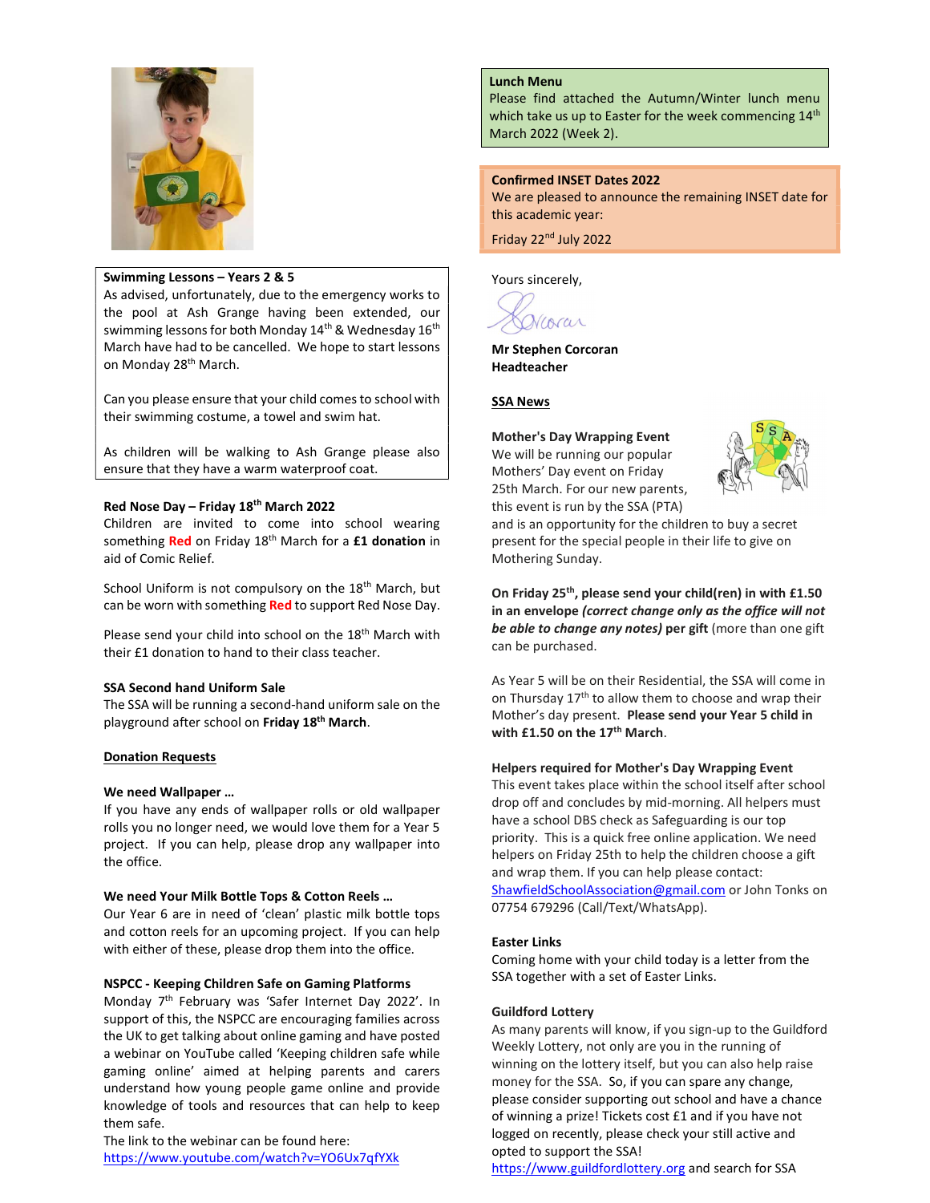**Swimming Lessons – Years 2 & 5**

As advised, unfortunately, due to the emergency works to the pool at Ash Grange having been extended, our swimming lessons for both Monday 14th & Wednesday 16th March have had to be cancelled. We hope to start lessons on Monday 28th March.

Can you please ensure that your child comes to school with their swimming costume, a towel and swim hat.

As children will be walking to Ash Grange please also ensure that they have a warm waterproof coat.

**Red Nose Day – Friday 18th March 2022**

Children are invited to come into school wearing something **Red** on Friday 18th March for a **£1 donation** in aid of Comic Relief.

School Uniform is not compulsory on the 18th March, but can be worn with something **Red** to support Red Nose Day.

Please send your child into school on the 18th March with their £1 donation to hand to their class teacher.

**SSA Second hand Uniform Sale**

The SSA will be running a second-hand uniform sale on the playground after school on **Friday 18th March**.

**Donation Requests**

**We need Wallpaper …**

If you have any ends of wallpaper rolls or old wallpaper rolls you no longer need, we would love them for a Year 5 project. If you can help, please drop any wallpaper into the office.

**We need Your Milk Bottle Tops & Cotton Reels …**

Our Year 6 are in need of 'clean' plastic milk bottle tops and cotton reels for an upcoming project. If you can help with either of these, please drop them into the office.

**NSPCC - Keeping Children Safe on Gaming Platforms**

Monday 7th February was 'Safer Internet Day 2022'. In support of this, the NSPCC are encouraging families across the UK to get talking about online gaming and have posted a webinar on YouTube called 'Keeping children safe while gaming online' aimed at helping parents and carers understand how young people game online and provide knowledge of tools and resources that can help to keep them safe.

The link to the webinar can be found here:
https://www.youtube.com/watch?v=YO6Ux7qfYXk

**Lunch Menu**

Please find attached the Autumn/Winter lunch menu which take us up to Easter for the week commencing 14th March 2022 (Week 2).

**Confirmed INSET Dates 2022**

We are pleased to announce the remaining INSET date for this academic year:

Friday 22nd July 2022

Yours sincerely,

**Mr Stephen Corcoran**
**Headteacher**

**SSA News**

**Mother's Day Wrapping Event**

We will be running our popular Mothers' Day event on Friday 25th March. For our new parents, this event is run by the SSA (PTA) and is an opportunity for the children to buy a secret present for the special people in their life to give on Mothering Sunday.

**On Friday 25th, please send your child(ren) in with £1.50 in an envelope *(correct change only as the office will not be able to change any notes)* per gift** (more than one gift can be purchased.

As Year 5 will be on their Residential, the SSA will come in on Thursday 17th to allow them to choose and wrap their Mother's day present. **Please send your Year 5 child in with £1.50 on the 17th March**.

**Helpers required for Mother's Day Wrapping Event**

This event takes place within the school itself after school drop off and concludes by mid-morning. All helpers must have a school DBS check as Safeguarding is our top priority. This is a quick free online application. We need helpers on Friday 25th to help the children choose a gift and wrap them. If you can help please contact: ShawfieldSchoolAssociation@gmail.com or John Tonks on 07754 679296 (Call/Text/WhatsApp).

**Easter Links**

Coming home with your child today is a letter from the SSA together with a set of Easter Links.

**Guildford Lottery**

As many parents will know, if you sign-up to the Guildford Weekly Lottery, not only are you in the running of winning on the lottery itself, but you can also help raise money for the SSA. So, if you can spare any change, please consider supporting out school and have a chance of winning a prize! Tickets cost £1 and if you have not logged on recently, please check your still active and opted to support the SSA!
https://www.guildfordlottery.org and search for SSA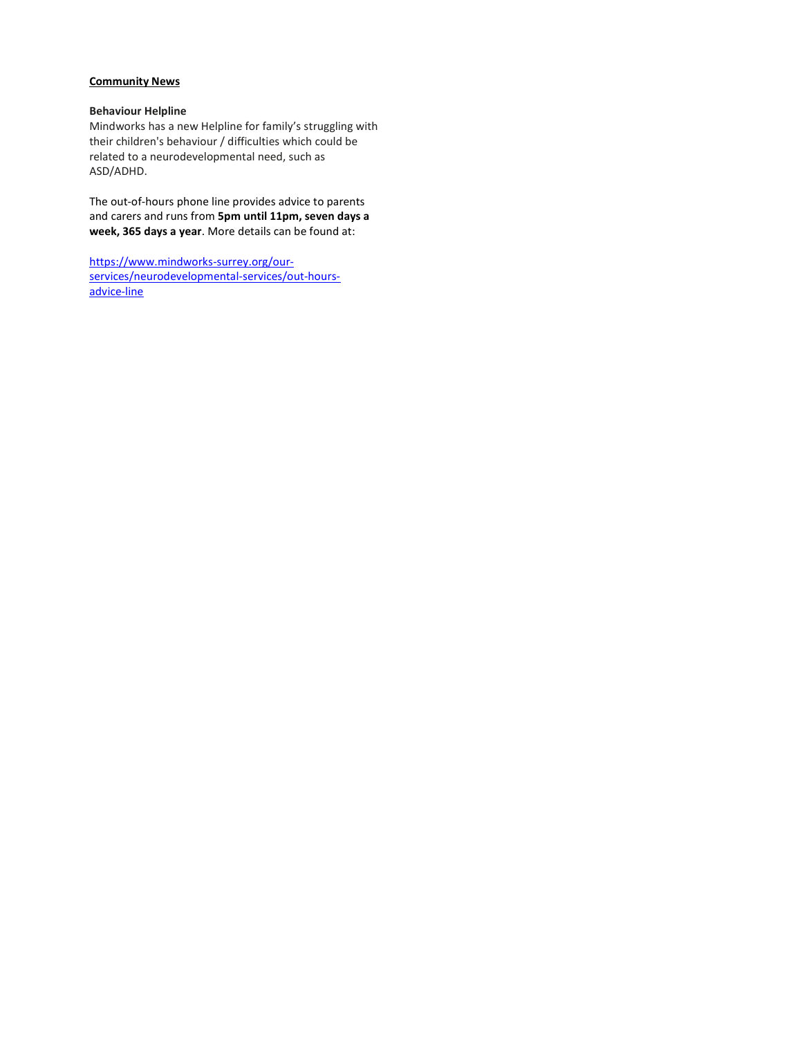**Community News**

**Behaviour Helpline**

Mindworks has a new Helpline for family's struggling with their children's behaviour / difficulties which could be related to a neurodevelopmental need, such as ASD/ADHD.

The out-of-hours phone line provides advice to parents and carers and runs from **5pm until 11pm, seven days a week, 365 days a year**. More details can be found at:

https://www.mindworks-surrey.org/our-services/neurodevelopmental-services/out-hours-advice-line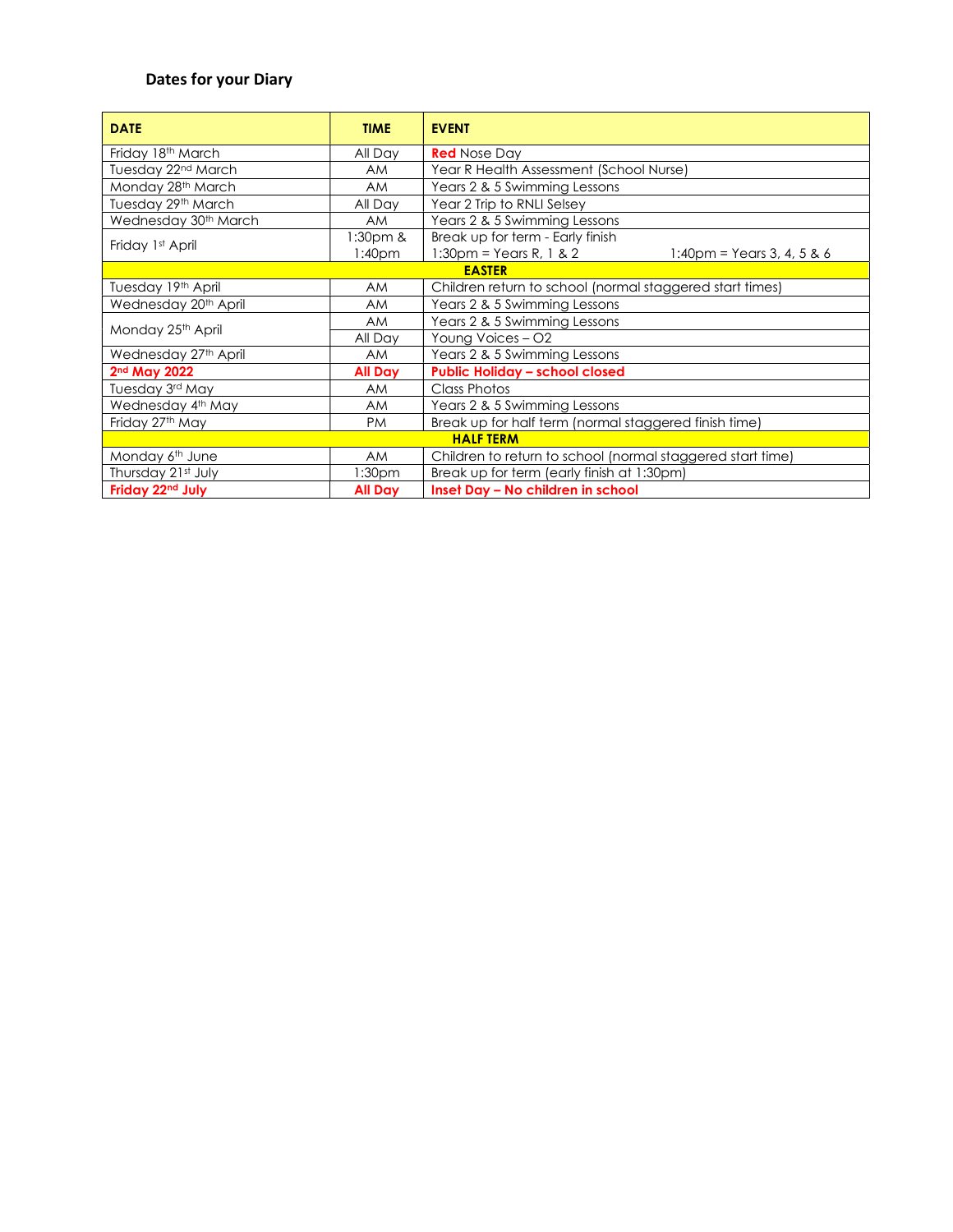## Dates for your Diary

| DATE | TIME | EVENT |
|---|---|---|
| Friday 18th March | All Day | **Red** Nose Day |
| Tuesday 22nd March | AM | Year R Health Assessment (School Nurse) |
| Monday 28th March | AM | Years 2 & 5 Swimming Lessons |
| Tuesday 29th March | All Day | Year 2 Trip to RNLI Selsey |
| Wednesday 30th March | AM | Years 2 & 5 Swimming Lessons |
| Friday 1st April | 1:30pm & 1:40pm | Break up for term - Early finish 1:30pm = Years R, 1 & 2 1:40pm = Years 3, 4, 5 & 6 |
| | | **EASTER** |
| Tuesday 19th April | AM | Children return to school (normal staggered start times) |
| Wednesday 20th April | AM | Years 2 & 5 Swimming Lessons |
| Monday 25th April | AM | Years 2 & 5 Swimming Lessons |
| | All Day | Young Voices – O2 |
| Wednesday 27th April | AM | Years 2 & 5 Swimming Lessons |
| **2nd May 2022** | **All Day** | **Public Holiday – school closed** |
| Tuesday 3rd May | AM | Class Photos |
| Wednesday 4th May | AM | Years 2 & 5 Swimming Lessons |
| Friday 27th May | PM | Break up for half term (normal staggered finish time) |
| | | **HALF TERM** |
| Monday 6th June | AM | Children to return to school (normal staggered start time) |
| Thursday 21st July | 1:30pm | Break up for term (early finish at 1:30pm) |
| **Friday 22nd July** | **All Day** | **Inset Day – No children in school** |